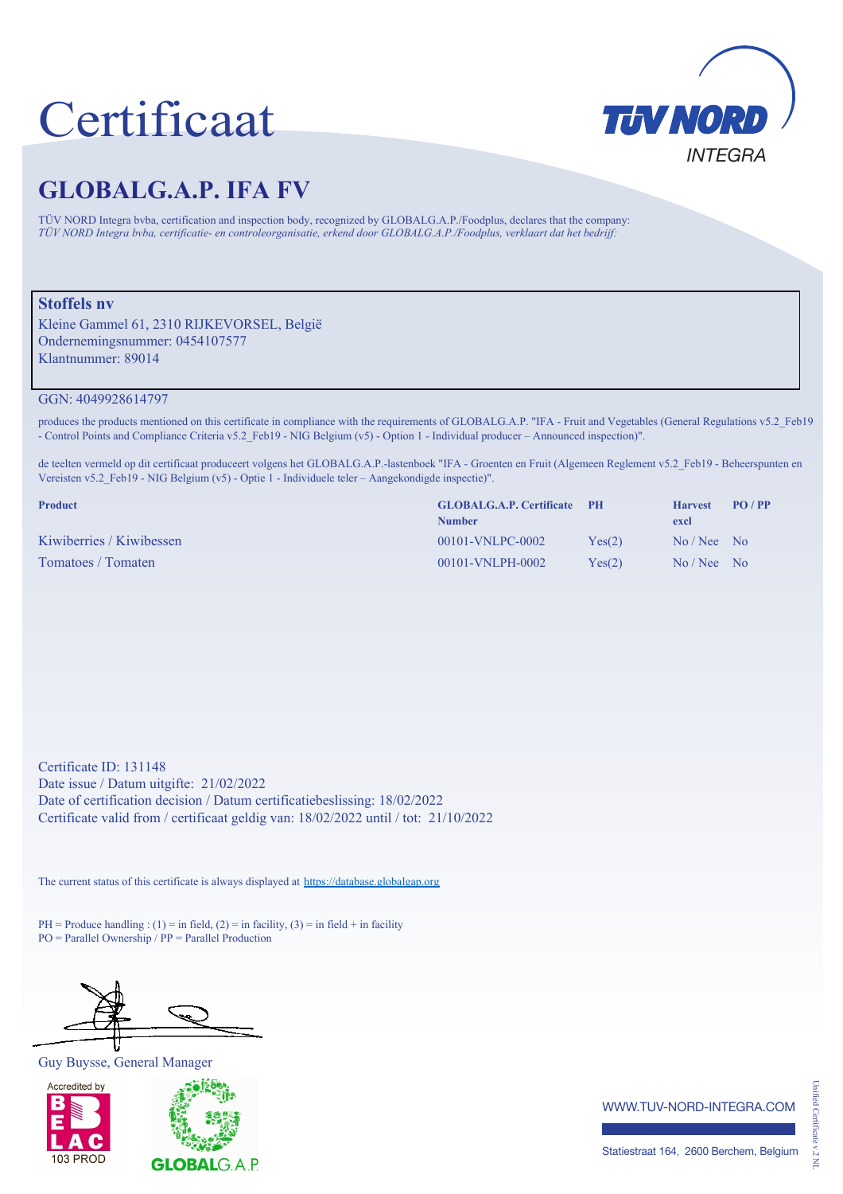# Certificaat

TÜV NORD INTEGRA

## GLOBALG.A.P. IFA FV

TÜV NORD Integra bvba, certification and inspection body, recognized by GLOBALG.A.P./Foodplus, declares that the company:
*TÜV NORD Integra bvba, certificatie- en controleorganisatie, erkend door GLOBALG.A.P./Foodplus, verklaart dat het bedrijf:*

**Stoffels nv**
Kleine Gammel 61, 2310 RIJKEVORSEL, België
Ondernemingsnummer: 0454107577
Klantnummer: 89014

GGN: 4049928614797

produces the products mentioned on this certificate in compliance with the requirements of GLOBALG.A.P. "IFA - Fruit and Vegetables (General Regulations v5.2_Feb19 - Control Points and Compliance Criteria v5.2_Feb19 - NIG Belgium (v5) - Option 1 - Individual producer – Announced inspection)".

de teelten vermeld op dit certificaat produceert volgens het GLOBALG.A.P.-lastenboek "IFA - Groenten en Fruit (Algemeen Reglement v5.2_Feb19 - Beheerspunten en Vereisten v5.2_Feb19 - NIG Belgium (v5) - Optie 1 - Individuele teler – Aangekondigde inspectie)".

| Product | GLOBALG.A.P. Certificate Number | PH | Harvest excl | PO / PP |
|---|---|---|---|---|
| Kiwiberries / Kiwibessen | 00101-VNLPC-0002 | Yes(2) | No / Nee | No |
| Tomatoes / Tomaten | 00101-VNLPH-0002 | Yes(2) | No / Nee | No |

Certificate ID: 131148
Date issue / Datum uitgifte: 21/02/2022
Date of certification decision / Datum certificatiebeslissing: 18/02/2022
Certificate valid from / certificaat geldig van: 18/02/2022 until / tot: 21/10/2022

The current status of this certificate is always displayed at https://database.globalgap.org

PH = Produce handling : (1) = in field, (2) = in facility, (3) = in field + in facility
PO = Parallel Ownership / PP = Parallel Production

Guy Buysse, General Manager

Accredited by BELAC 103 PROD

GLOBALG.A.P.

WWW.TUV-NORD-INTEGRA.COM

Statiestraat 164, 2600 Berchem, Belgium

Unified Certificate v.2 NL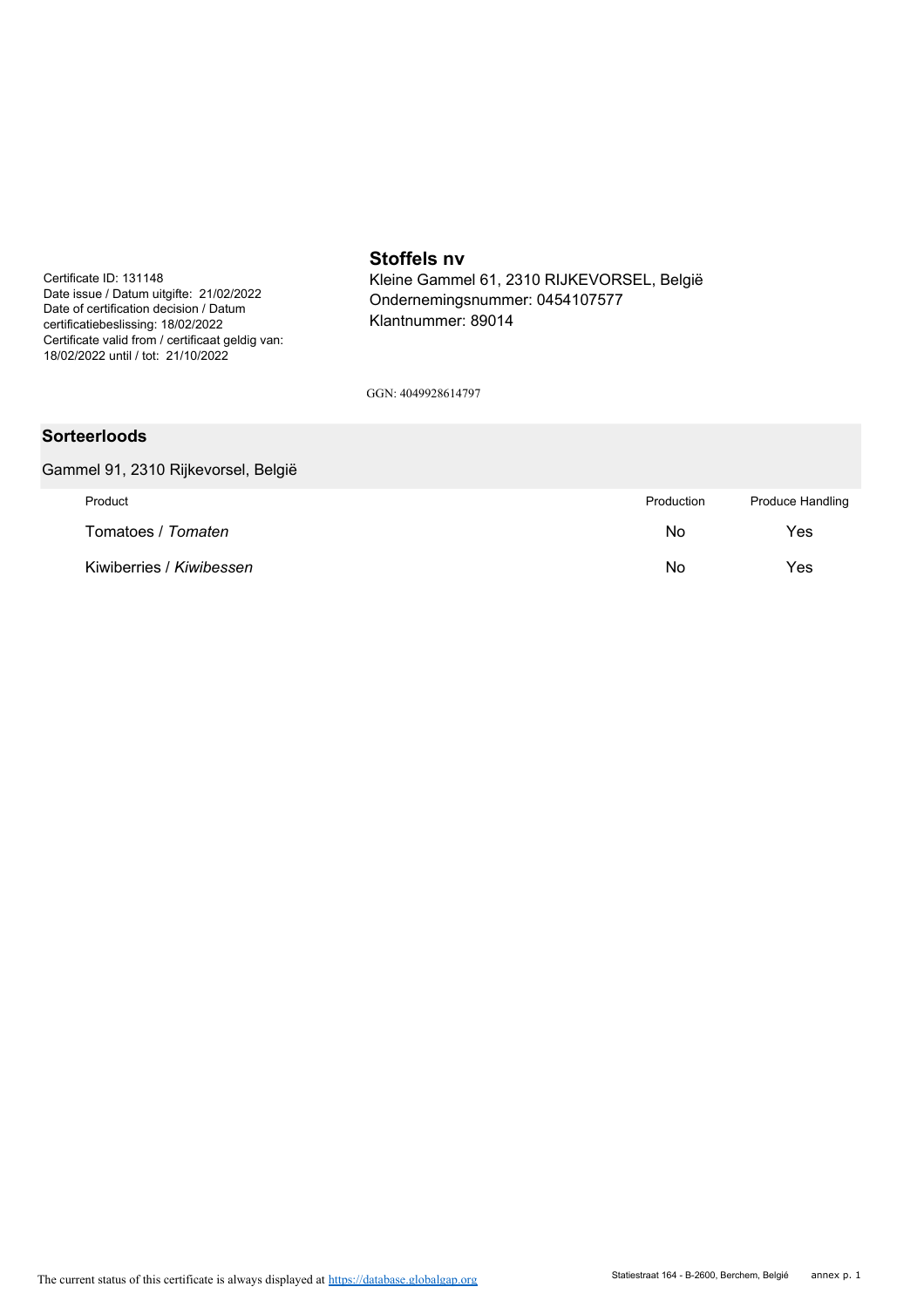Certificate ID: 131148
Date issue / Datum uitgifte: 21/02/2022
Date of certification decision / Datum certificatiebeslissing: 18/02/2022
Certificate valid from / certificaat geldig van: 18/02/2022 until / tot: 21/10/2022

## Stoffels nv

Kleine Gammel 61, 2310 RIJKEVORSEL, België
Ondernemingsnummer: 0454107577
Klantnummer: 89014

GGN: 4049928614797

### Sorteerloods

Gammel 91, 2310 Rijkevorsel, België

| Product | Production | Produce Handling |
| --- | --- | --- |
| Tomatoes / *Tomaten* | No | Yes |
| Kiwiberries / *Kiwibessen* | No | Yes |

The current status of this certificate is always displayed at https://database.globalgap.org

Statiestraat 164 - B-2600, Berchem, België